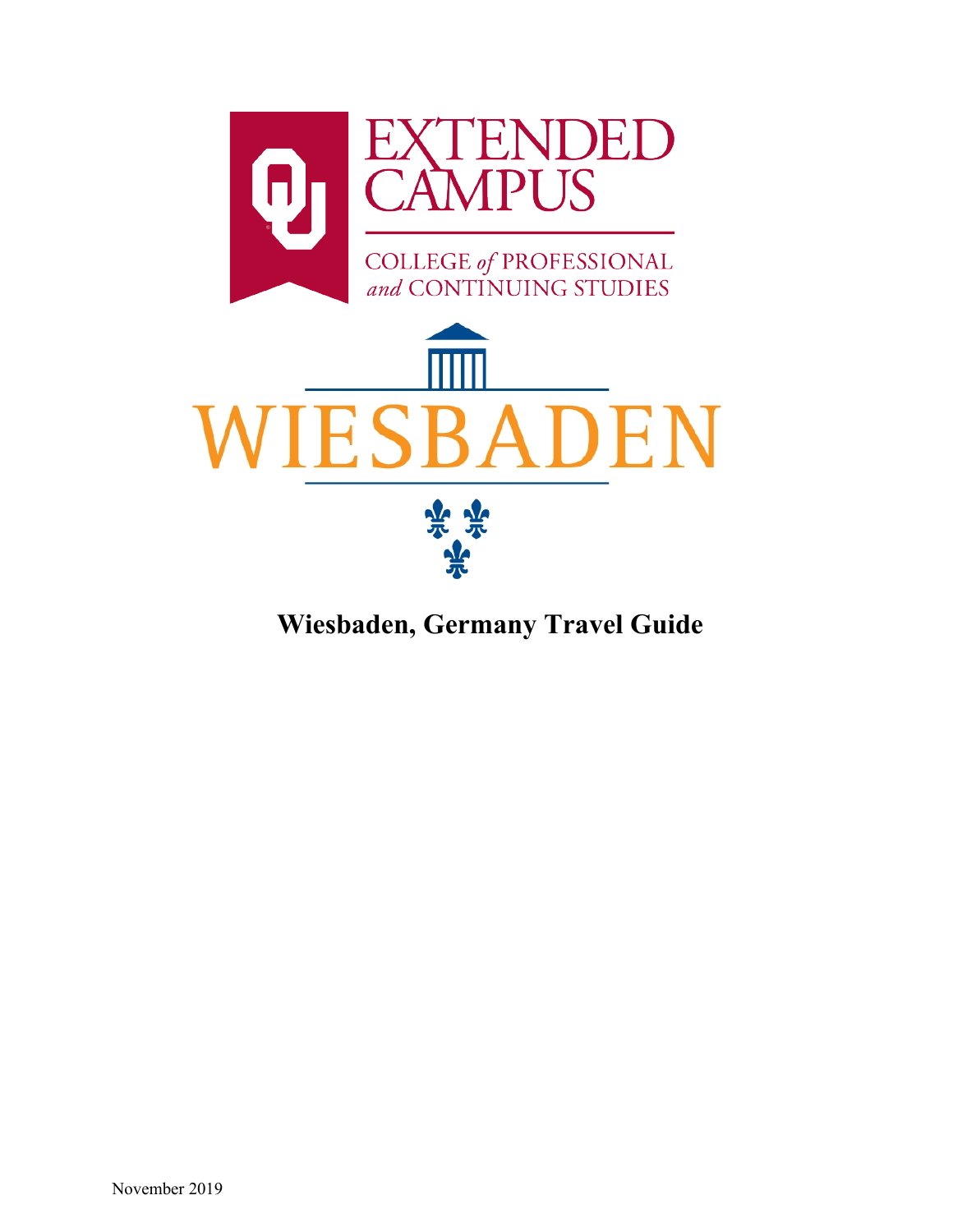EXTENDED CAMPUS

COLLEGE *of* PROFESSIONAL *and* CONTINUING STUDIES

WIESBADEN

# Wiesbaden, Germany Travel Guide

November 2019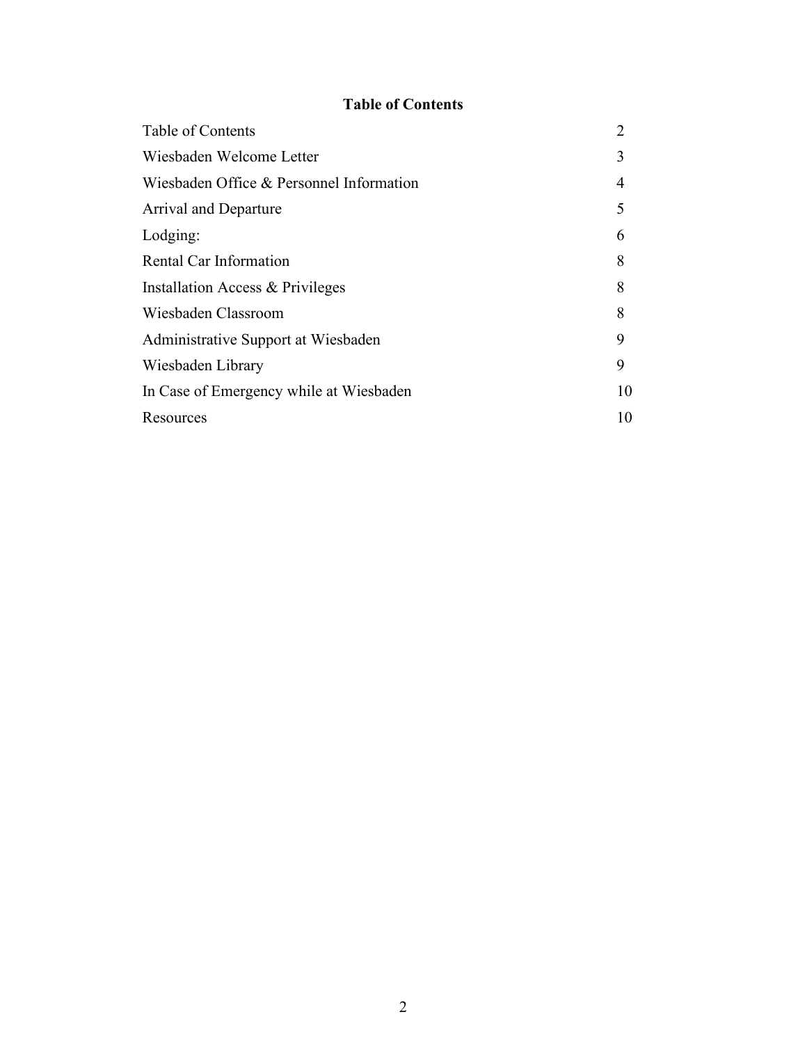## Table of Contents

| | |
|---|---|
| Table of Contents | 2 |
| Wiesbaden Welcome Letter | 3 |
| Wiesbaden Office & Personnel Information | 4 |
| Arrival and Departure | 5 |
| Lodging: | 6 |
| Rental Car Information | 8 |
| Installation Access & Privileges | 8 |
| Wiesbaden Classroom | 8 |
| Administrative Support at Wiesbaden | 9 |
| Wiesbaden Library | 9 |
| In Case of Emergency while at Wiesbaden | 10 |
| Resources | 10 |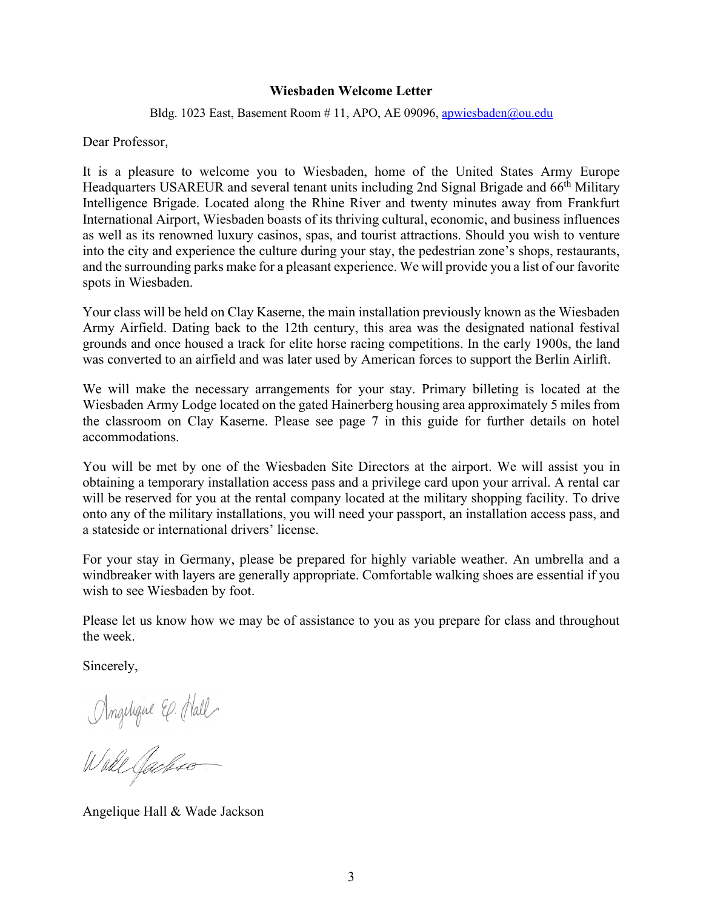**Wiesbaden Welcome Letter**

Bldg. 1023 East, Basement Room # 11, APO, AE 09096, apwiesbaden@ou.edu

Dear Professor,

It is a pleasure to welcome you to Wiesbaden, home of the United States Army Europe Headquarters USAREUR and several tenant units including 2nd Signal Brigade and 66th Military Intelligence Brigade. Located along the Rhine River and twenty minutes away from Frankfurt International Airport, Wiesbaden boasts of its thriving cultural, economic, and business influences as well as its renowned luxury casinos, spas, and tourist attractions. Should you wish to venture into the city and experience the culture during your stay, the pedestrian zone's shops, restaurants, and the surrounding parks make for a pleasant experience. We will provide you a list of our favorite spots in Wiesbaden.

Your class will be held on Clay Kaserne, the main installation previously known as the Wiesbaden Army Airfield. Dating back to the 12th century, this area was the designated national festival grounds and once housed a track for elite horse racing competitions. In the early 1900s, the land was converted to an airfield and was later used by American forces to support the Berlin Airlift.

We will make the necessary arrangements for your stay. Primary billeting is located at the Wiesbaden Army Lodge located on the gated Hainerberg housing area approximately 5 miles from the classroom on Clay Kaserne. Please see page 7 in this guide for further details on hotel accommodations.

You will be met by one of the Wiesbaden Site Directors at the airport. We will assist you in obtaining a temporary installation access pass and a privilege card upon your arrival. A rental car will be reserved for you at the rental company located at the military shopping facility. To drive onto any of the military installations, you will need your passport, an installation access pass, and a stateside or international drivers' license.

For your stay in Germany, please be prepared for highly variable weather. An umbrella and a windbreaker with layers are generally appropriate. Comfortable walking shoes are essential if you wish to see Wiesbaden by foot.

Please let us know how we may be of assistance to you as you prepare for class and throughout the week.

Sincerely,

Angelique E. Hall

Wade Jackson

Angelique Hall & Wade Jackson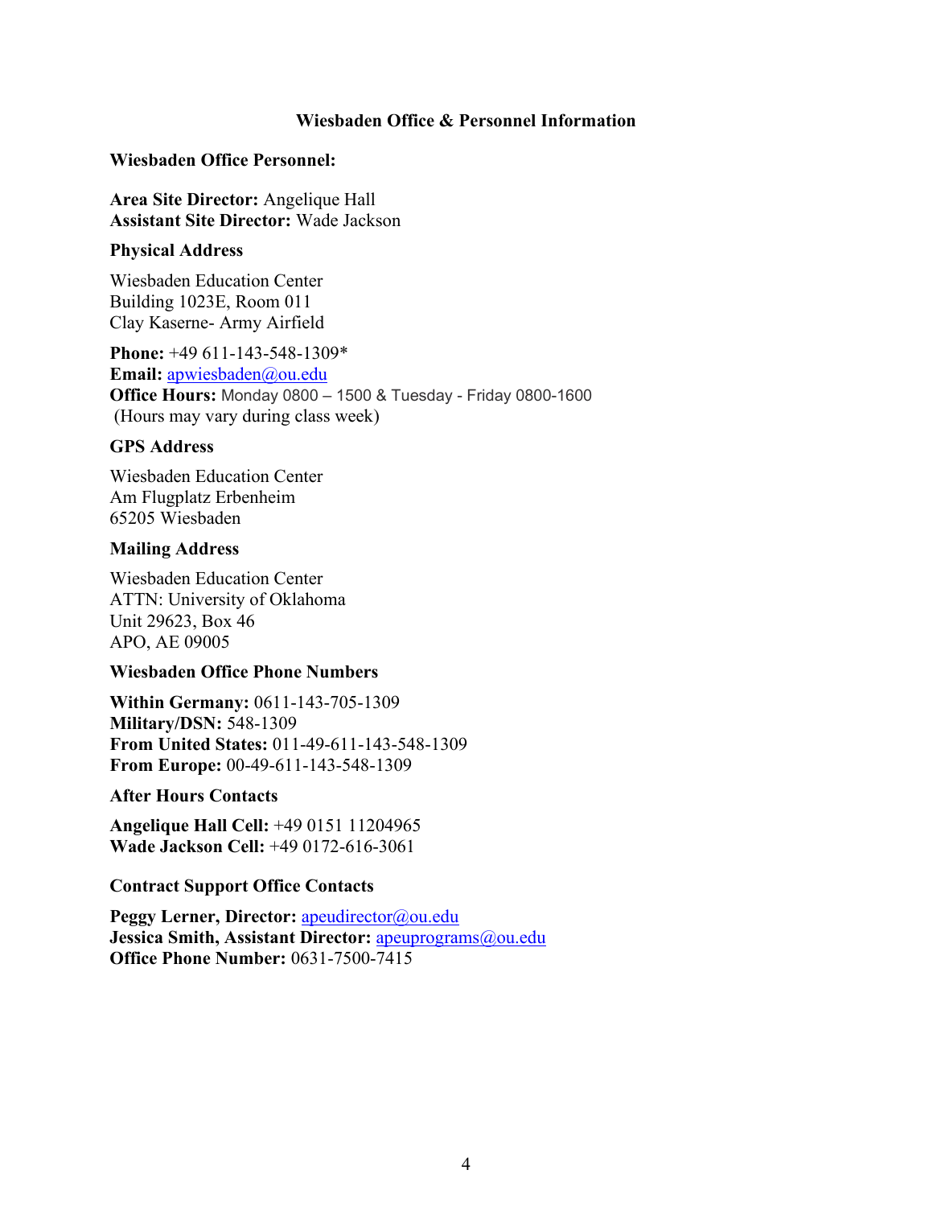# Wiesbaden Office & Personnel Information

**Wiesbaden Office Personnel:**

**Area Site Director:** Angelique Hall
**Assistant Site Director:** Wade Jackson

### Physical Address

Wiesbaden Education Center
Building 1023E, Room 011
Clay Kaserne- Army Airfield

**Phone:** +49 611-143-548-1309*
**Email:** apwiesbaden@ou.edu
**Office Hours:** Monday 0800 – 1500 & Tuesday - Friday 0800-1600
(Hours may vary during class week)

### GPS Address

Wiesbaden Education Center
Am Flugplatz Erbenheim
65205 Wiesbaden

### Mailing Address

Wiesbaden Education Center
ATTN: University of Oklahoma
Unit 29623, Box 46
APO, AE 09005

### Wiesbaden Office Phone Numbers

**Within Germany:** 0611-143-705-1309
**Military/DSN:** 548-1309
**From United States:** 011-49-611-143-548-1309
**From Europe:** 00-49-611-143-548-1309

### After Hours Contacts

**Angelique Hall Cell:** +49 0151 11204965
**Wade Jackson Cell:** +49 0172-616-3061

### Contract Support Office Contacts

**Peggy Lerner, Director:** apeudirector@ou.edu
**Jessica Smith, Assistant Director:** apeuprograms@ou.edu
**Office Phone Number:** 0631-7500-7415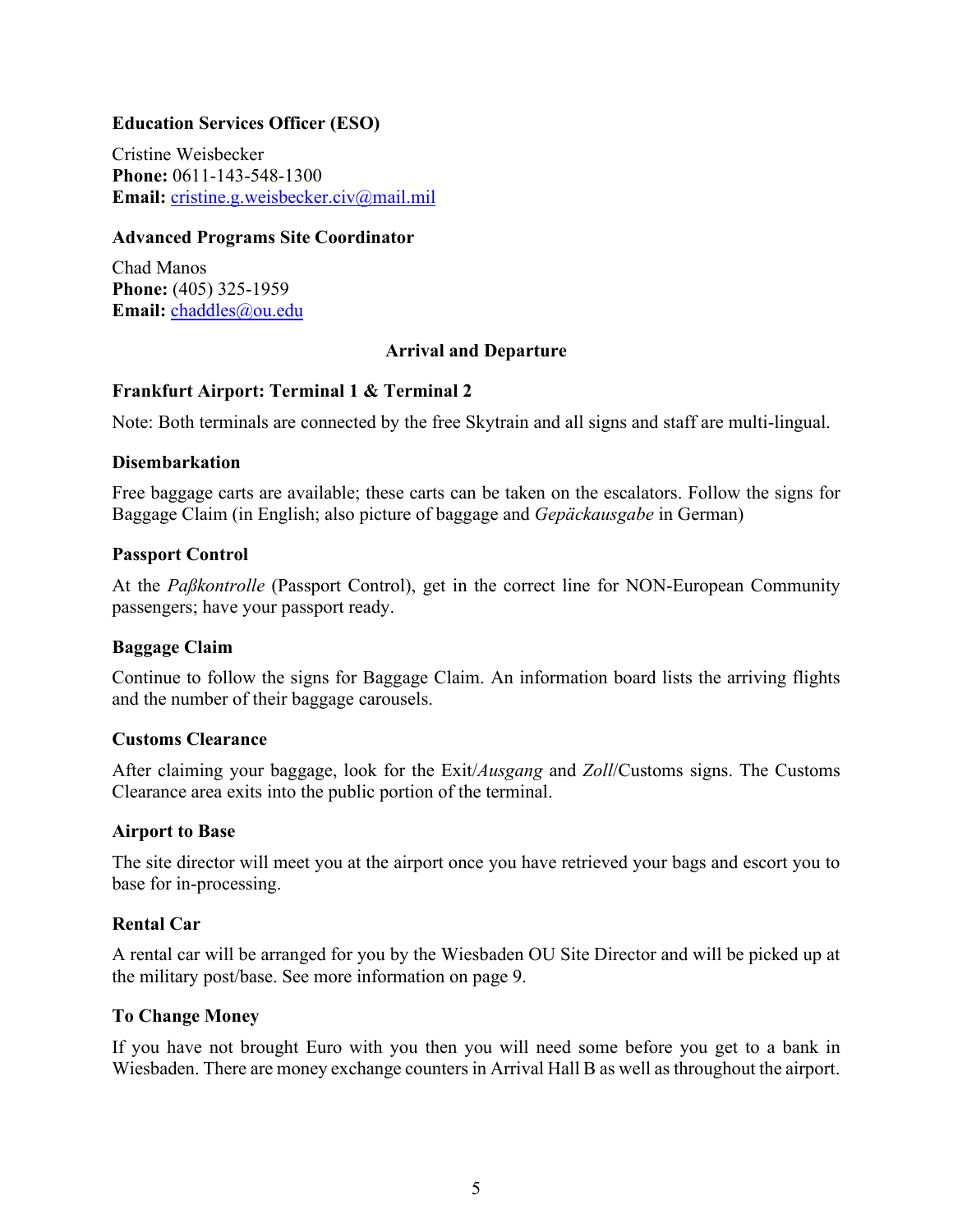**Education Services Officer (ESO)**

Cristine Weisbecker
**Phone:** 0611-143-548-1300
**Email:** cristine.g.weisbecker.civ@mail.mil

**Advanced Programs Site Coordinator**

Chad Manos
**Phone:** (405) 325-1959
**Email:** chaddles@ou.edu

## Arrival and Departure

### Frankfurt Airport: Terminal 1 & Terminal 2

Note: Both terminals are connected by the free Skytrain and all signs and staff are multi-lingual.

### Disembarkation

Free baggage carts are available; these carts can be taken on the escalators. Follow the signs for Baggage Claim (in English; also picture of baggage and *Gepäckausgabe* in German)

### Passport Control

At the *Paßkontrolle* (Passport Control), get in the correct line for NON-European Community passengers; have your passport ready.

### Baggage Claim

Continue to follow the signs for Baggage Claim. An information board lists the arriving flights and the number of their baggage carousels.

### Customs Clearance

After claiming your baggage, look for the Exit/*Ausgang* and *Zoll*/Customs signs. The Customs Clearance area exits into the public portion of the terminal.

### Airport to Base

The site director will meet you at the airport once you have retrieved your bags and escort you to base for in-processing.

### Rental Car

A rental car will be arranged for you by the Wiesbaden OU Site Director and will be picked up at the military post/base. See more information on page 9.

### To Change Money

If you have not brought Euro with you then you will need some before you get to a bank in Wiesbaden. There are money exchange counters in Arrival Hall B as well as throughout the airport.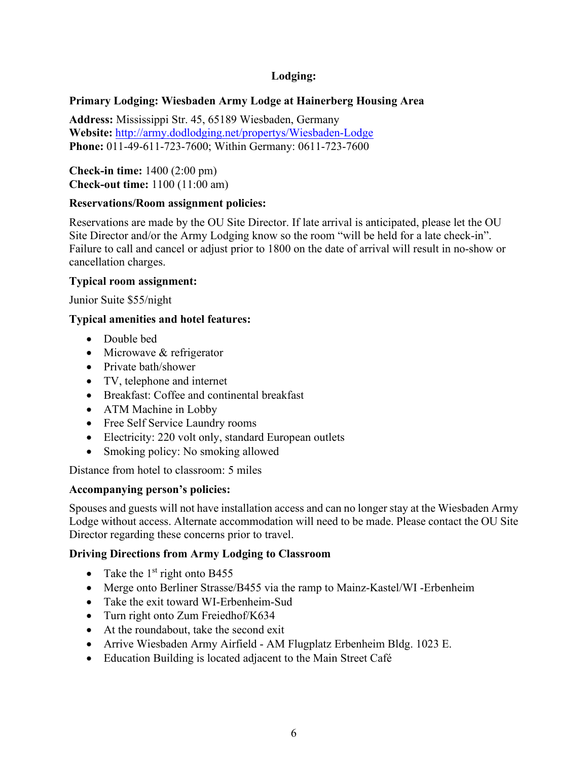## Lodging:

### Primary Lodging: Wiesbaden Army Lodge at Hainerberg Housing Area

**Address:** Mississippi Str. 45, 65189 Wiesbaden, Germany
**Website:** [http://army.dodlodging.net/propertys/Wiesbaden-Lodge](http://army.dodlodging.net/propertys/Wiesbaden-Lodge)
**Phone:** 011-49-611-723-7600; Within Germany: 0611-723-7600

**Check-in time:** 1400 (2:00 pm)
**Check-out time:** 1100 (11:00 am)

**Reservations/Room assignment policies:**

Reservations are made by the OU Site Director. If late arrival is anticipated, please let the OU Site Director and/or the Army Lodging know so the room "will be held for a late check-in". Failure to call and cancel or adjust prior to 1800 on the date of arrival will result in no-show or cancellation charges.

**Typical room assignment:**

Junior Suite $55/night

**Typical amenities and hotel features:**

- Double bed
- Microwave & refrigerator
- Private bath/shower
- TV, telephone and internet
- Breakfast: Coffee and continental breakfast
- ATM Machine in Lobby
- Free Self Service Laundry rooms
- Electricity: 220 volt only, standard European outlets
- Smoking policy: No smoking allowed

Distance from hotel to classroom: 5 miles

**Accompanying person's policies:**

Spouses and guests will not have installation access and can no longer stay at the Wiesbaden Army Lodge without access. Alternate accommodation will need to be made. Please contact the OU Site Director regarding these concerns prior to travel.

**Driving Directions from Army Lodging to Classroom**

- Take the 1st right onto B455
- Merge onto Berliner Strasse/B455 via the ramp to Mainz-Kastel/WI -Erbenheim
- Take the exit toward WI-Erbenheim-Sud
- Turn right onto Zum Freiedhof/K634
- At the roundabout, take the second exit
- Arrive Wiesbaden Army Airfield - AM Flugplatz Erbenheim Bldg. 1023 E.
- Education Building is located adjacent to the Main Street Café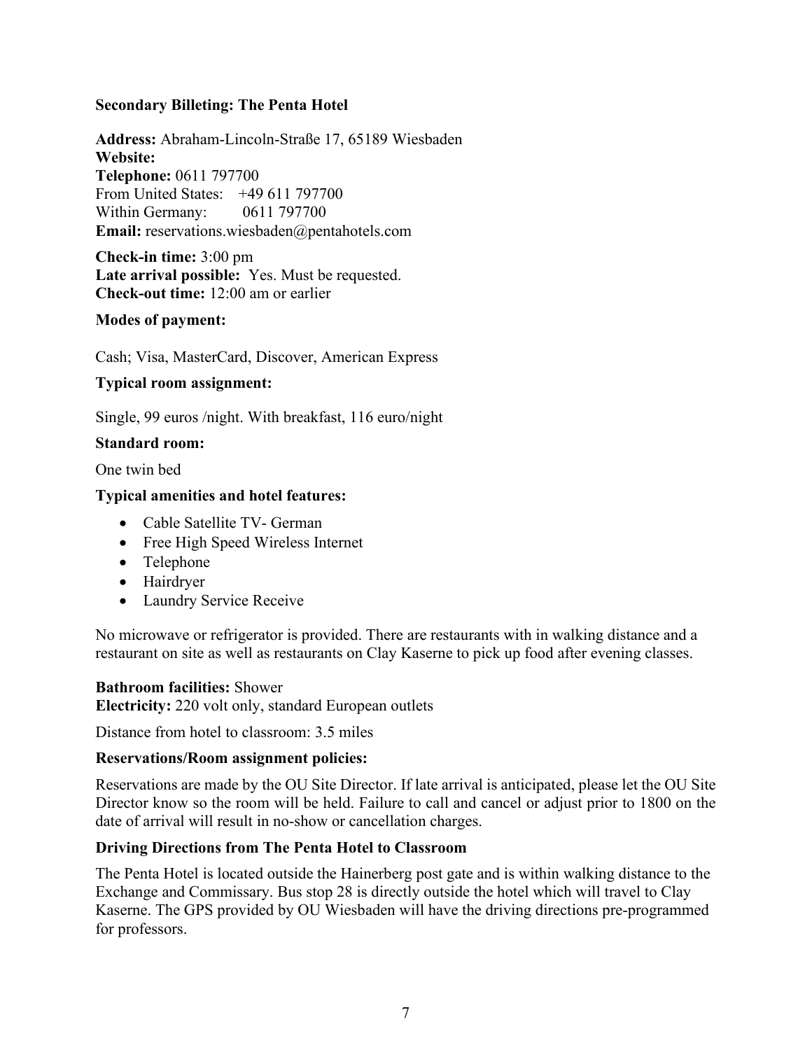**Secondary Billeting: The Penta Hotel**

**Address:** Abraham-Lincoln-Straße 17, 65189 Wiesbaden
**Website:**
**Telephone:** 0611 797700
From United States: +49 611 797700
Within Germany: 0611 797700
**Email:** reservations.wiesbaden@pentahotels.com

**Check-in time:** 3:00 pm
**Late arrival possible:** Yes. Must be requested.
**Check-out time:** 12:00 am or earlier

**Modes of payment:**

Cash; Visa, MasterCard, Discover, American Express

**Typical room assignment:**

Single, 99 euros /night. With breakfast, 116 euro/night

**Standard room:**

One twin bed

**Typical amenities and hotel features:**

- Cable Satellite TV- German
- Free High Speed Wireless Internet
- Telephone
- Hairdryer
- Laundry Service Receive

No microwave or refrigerator is provided. There are restaurants with in walking distance and a restaurant on site as well as restaurants on Clay Kaserne to pick up food after evening classes.

**Bathroom facilities:** Shower
**Electricity:** 220 volt only, standard European outlets

Distance from hotel to classroom: 3.5 miles

**Reservations/Room assignment policies:**

Reservations are made by the OU Site Director. If late arrival is anticipated, please let the OU Site Director know so the room will be held. Failure to call and cancel or adjust prior to 1800 on the date of arrival will result in no-show or cancellation charges.

**Driving Directions from The Penta Hotel to Classroom**

The Penta Hotel is located outside the Hainerberg post gate and is within walking distance to the Exchange and Commissary. Bus stop 28 is directly outside the hotel which will travel to Clay Kaserne. The GPS provided by OU Wiesbaden will have the driving directions pre-programmed for professors.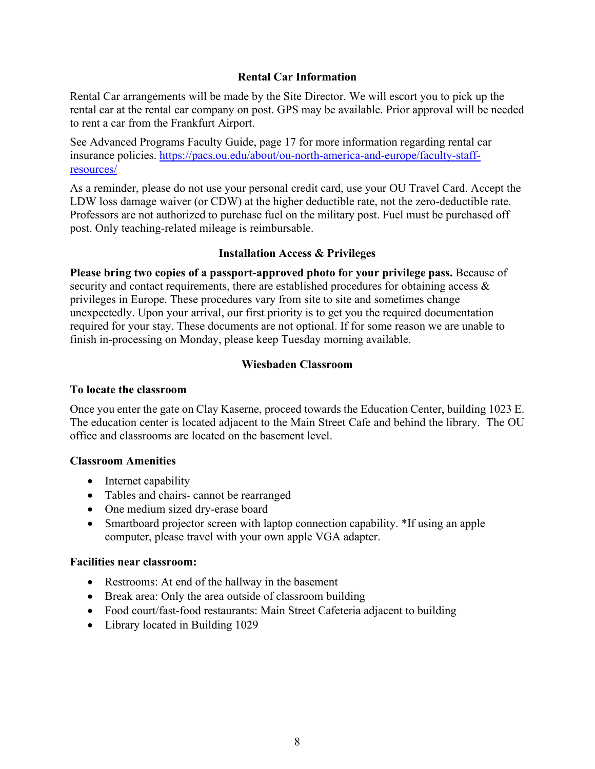## Rental Car Information

Rental Car arrangements will be made by the Site Director. We will escort you to pick up the rental car at the rental car company on post. GPS may be available. Prior approval will be needed to rent a car from the Frankfurt Airport.

See Advanced Programs Faculty Guide, page 17 for more information regarding rental car insurance policies. [https://pacs.ou.edu/about/ou-north-america-and-europe/faculty-staff-resources/](https://pacs.ou.edu/about/ou-north-america-and-europe/faculty-staff-resources/)

As a reminder, please do not use your personal credit card, use your OU Travel Card. Accept the LDW loss damage waiver (or CDW) at the higher deductible rate, not the zero-deductible rate. Professors are not authorized to purchase fuel on the military post. Fuel must be purchased off post. Only teaching-related mileage is reimbursable.

## Installation Access & Privileges

**Please bring two copies of a passport-approved photo for your privilege pass.** Because of security and contact requirements, there are established procedures for obtaining access & privileges in Europe. These procedures vary from site to site and sometimes change unexpectedly. Upon your arrival, our first priority is to get you the required documentation required for your stay. These documents are not optional. If for some reason we are unable to finish in-processing on Monday, please keep Tuesday morning available.

## Wiesbaden Classroom

### To locate the classroom

Once you enter the gate on Clay Kaserne, proceed towards the Education Center, building 1023 E. The education center is located adjacent to the Main Street Cafe and behind the library. The OU office and classrooms are located on the basement level.

### Classroom Amenities

- Internet capability
- Tables and chairs- cannot be rearranged
- One medium sized dry-erase board
- Smartboard projector screen with laptop connection capability. *If using an apple computer, please travel with your own apple VGA adapter.

### Facilities near classroom:

- Restrooms: At end of the hallway in the basement
- Break area: Only the area outside of classroom building
- Food court/fast-food restaurants: Main Street Cafeteria adjacent to building
- Library located in Building 1029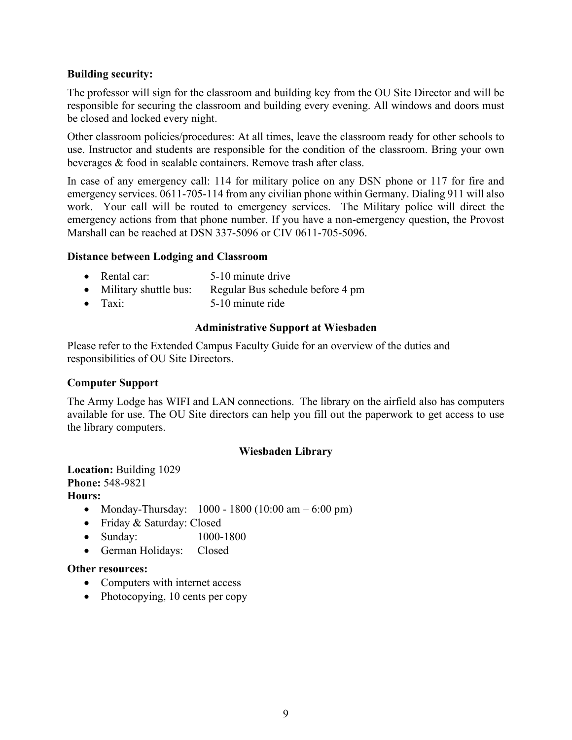**Building security:**

The professor will sign for the classroom and building key from the OU Site Director and will be responsible for securing the classroom and building every evening. All windows and doors must be closed and locked every night.

Other classroom policies/procedures: At all times, leave the classroom ready for other schools to use. Instructor and students are responsible for the condition of the classroom. Bring your own beverages & food in sealable containers. Remove trash after class.

In case of any emergency call: 114 for military police on any DSN phone or 117 for fire and emergency services. 0611-705-114 from any civilian phone within Germany. Dialing 911 will also work. Your call will be routed to emergency services. The Military police will direct the emergency actions from that phone number. If you have a non-emergency question, the Provost Marshall can be reached at DSN 337-5096 or CIV 0611-705-5096.

**Distance between Lodging and Classroom**

- Rental car: 5-10 minute drive
- Military shuttle bus: Regular Bus schedule before 4 pm
- Taxi: 5-10 minute ride

## Administrative Support at Wiesbaden

Please refer to the Extended Campus Faculty Guide for an overview of the duties and responsibilities of OU Site Directors.

**Computer Support**

The Army Lodge has WIFI and LAN connections. The library on the airfield also has computers available for use. The OU Site directors can help you fill out the paperwork to get access to use the library computers.

## Wiesbaden Library

**Location:** Building 1029
**Phone:** 548-9821
**Hours:**

- Monday-Thursday: 1000 - 1800 (10:00 am – 6:00 pm)
- Friday & Saturday: Closed
- Sunday: 1000-1800
- German Holidays: Closed

**Other resources:**

- Computers with internet access
- Photocopying, 10 cents per copy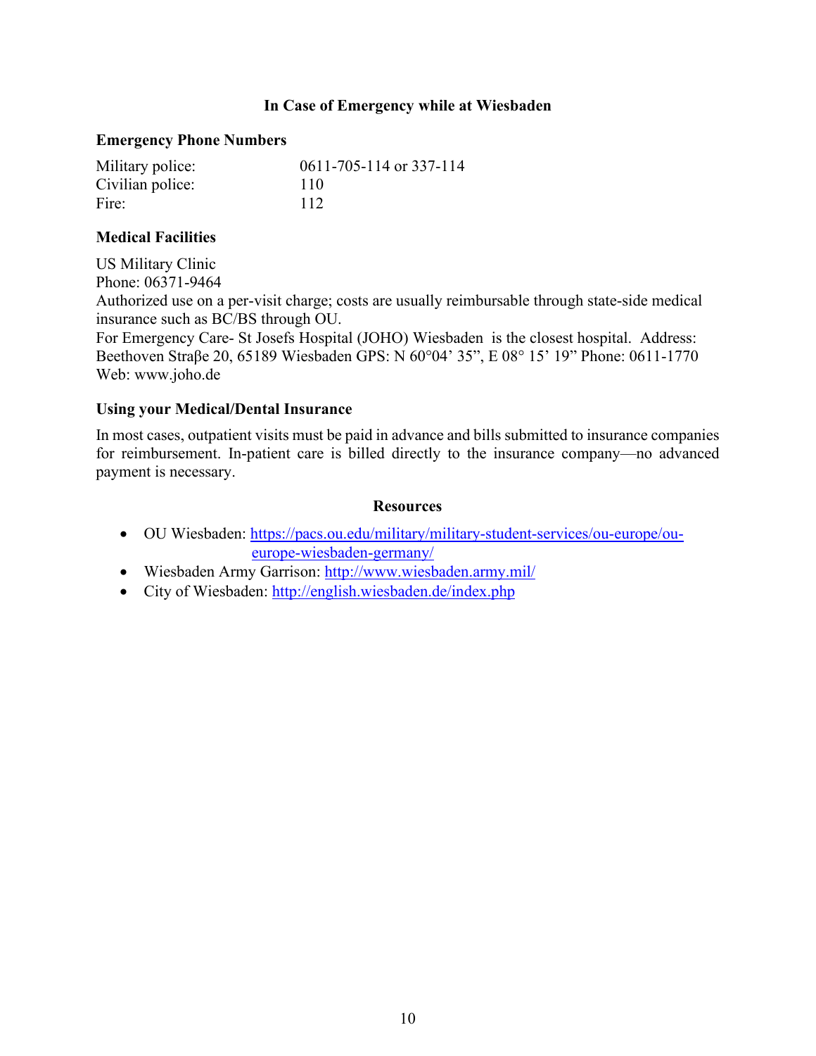**In Case of Emergency while at Wiesbaden**

**Emergency Phone Numbers**

| | |
|---|---|
| Military police: | 0611-705-114 or 337-114 |
| Civilian police: | 110 |
| Fire: | 112 |

**Medical Facilities**

US Military Clinic
Phone: 06371-9464
Authorized use on a per-visit charge; costs are usually reimbursable through state-side medical insurance such as BC/BS through OU.
For Emergency Care- St Josefs Hospital (JOHO) Wiesbaden is the closest hospital. Address: Beethoven Straβe 20, 65189 Wiesbaden GPS: N 60°04' 35", E 08° 15' 19" Phone: 0611-1770 Web: www.joho.de

**Using your Medical/Dental Insurance**

In most cases, outpatient visits must be paid in advance and bills submitted to insurance companies for reimbursement. In-patient care is billed directly to the insurance company—no advanced payment is necessary.

**Resources**

- OU Wiesbaden: https://pacs.ou.edu/military/military-student-services/ou-europe/ou-europe-wiesbaden-germany/
- Wiesbaden Army Garrison: http://www.wiesbaden.army.mil/
- City of Wiesbaden: http://english.wiesbaden.de/index.php